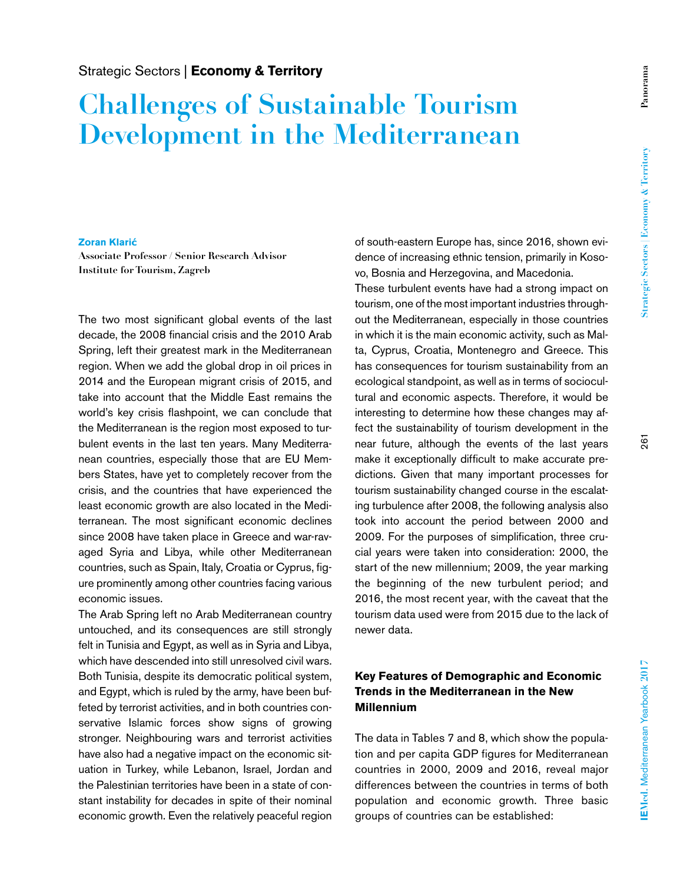Strategic Sectors | **Economy & Territory**

# Challenges of Sustainable Tourism Development in the Mediterranean

**Zoran Klarić**
**Associate Professor / Senior Research Advisor**
**Institute for Tourism, Zagreb**

The two most significant global events of the last decade, the 2008 financial crisis and the 2010 Arab Spring, left their greatest mark in the Mediterranean region. When we add the global drop in oil prices in 2014 and the European migrant crisis of 2015, and take into account that the Middle East remains the world's key crisis flashpoint, we can conclude that the Mediterranean is the region most exposed to turbulent events in the last ten years. Many Mediterranean countries, especially those that are EU Members States, have yet to completely recover from the crisis, and the countries that have experienced the least economic growth are also located in the Mediterranean. The most significant economic declines since 2008 have taken place in Greece and war-ravaged Syria and Libya, while other Mediterranean countries, such as Spain, Italy, Croatia or Cyprus, figure prominently among other countries facing various economic issues.

The Arab Spring left no Arab Mediterranean country untouched, and its consequences are still strongly felt in Tunisia and Egypt, as well as in Syria and Libya, which have descended into still unresolved civil wars. Both Tunisia, despite its democratic political system, and Egypt, which is ruled by the army, have been buffeted by terrorist activities, and in both countries conservative Islamic forces show signs of growing stronger. Neighbouring wars and terrorist activities have also had a negative impact on the economic situation in Turkey, while Lebanon, Israel, Jordan and the Palestinian territories have been in a state of constant instability for decades in spite of their nominal economic growth. Even the relatively peaceful region of south-eastern Europe has, since 2016, shown evidence of increasing ethnic tension, primarily in Kosovo, Bosnia and Herzegovina, and Macedonia.

These turbulent events have had a strong impact on tourism, one of the most important industries throughout the Mediterranean, especially in those countries in which it is the main economic activity, such as Malta, Cyprus, Croatia, Montenegro and Greece. This has consequences for tourism sustainability from an ecological standpoint, as well as in terms of sociocultural and economic aspects. Therefore, it would be interesting to determine how these changes may affect the sustainability of tourism development in the near future, although the events of the last years make it exceptionally difficult to make accurate predictions. Given that many important processes for tourism sustainability changed course in the escalating turbulence after 2008, the following analysis also took into account the period between 2000 and 2009. For the purposes of simplification, three crucial years were taken into consideration: 2000, the start of the new millennium; 2009, the year marking the beginning of the new turbulent period; and 2016, the most recent year, with the caveat that the tourism data used were from 2015 due to the lack of newer data.

## Key Features of Demographic and Economic Trends in the Mediterranean in the New Millennium

The data in Tables 7 and 8, which show the population and per capita GDP figures for Mediterranean countries in 2000, 2009 and 2016, reveal major differences between the countries in terms of both population and economic growth. Three basic groups of countries can be established: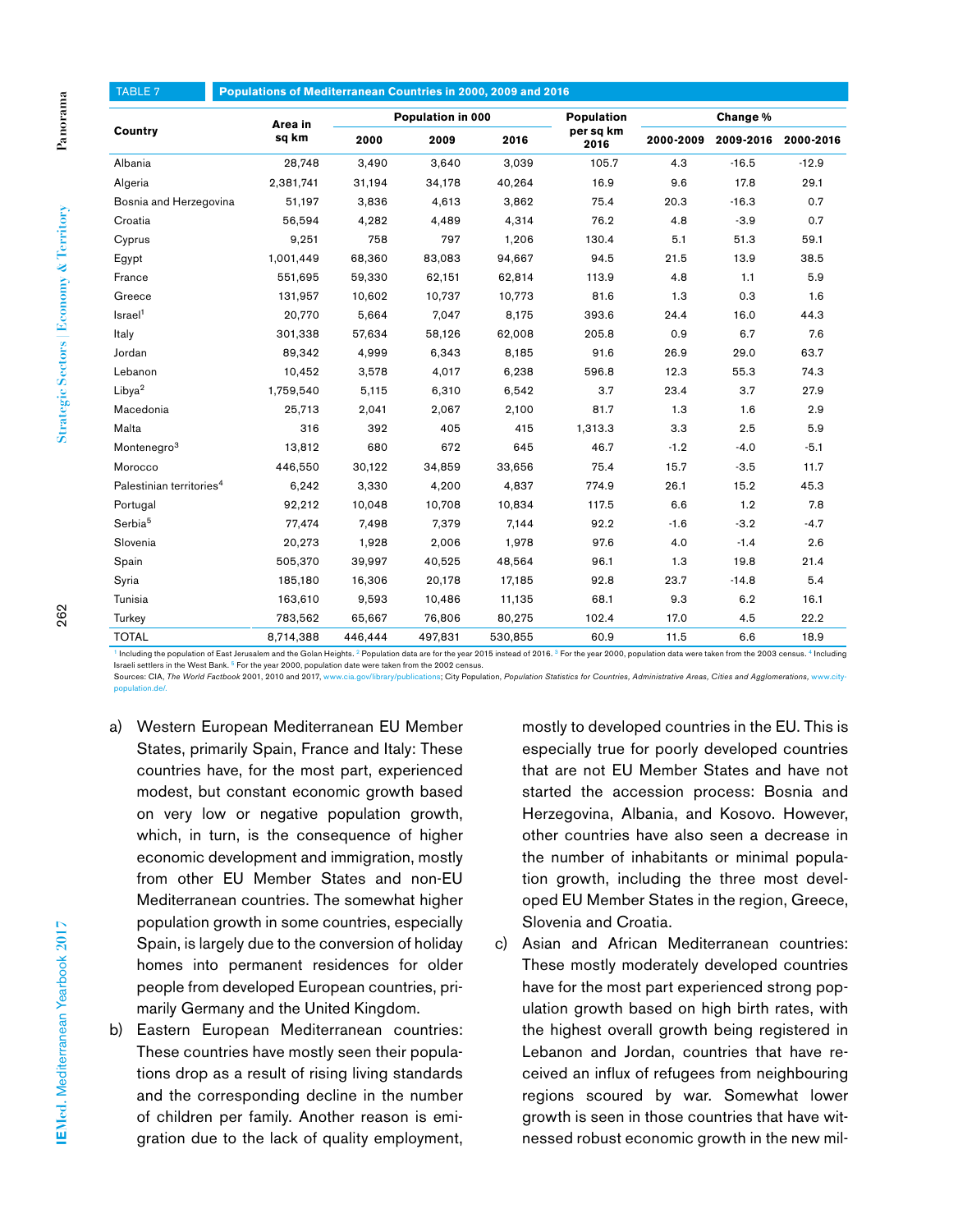| TABLE 7 | Populations of Mediterranean Countries in 2000, 2009 and 2016 | | | | | | |
|---|---|---|---|---|---|---|---|
| Country | Area in sq km | Population in 000 | | | Population per sq km 2016 | Change % | | |
| | | 2000 | 2009 | 2016 | | 2000-2009 | 2009-2016 | 2000-2016 |
| Albania | 28,748 | 3,490 | 3,640 | 3,039 | 105.7 | 4.3 | -16.5 | -12.9 |
| Algeria | 2,381,741 | 31,194 | 34,178 | 40,264 | 16.9 | 9.6 | 17.8 | 29.1 |
| Bosnia and Herzegovina | 51,197 | 3,836 | 4,613 | 3,862 | 75.4 | 20.3 | -16.3 | 0.7 |
| Croatia | 56,594 | 4,282 | 4,489 | 4,314 | 76.2 | 4.8 | -3.9 | 0.7 |
| Cyprus | 9,251 | 758 | 797 | 1,206 | 130.4 | 5.1 | 51.3 | 59.1 |
| Egypt | 1,001,449 | 68,360 | 83,083 | 94,667 | 94.5 | 21.5 | 13.9 | 38.5 |
| France | 551,695 | 59,330 | 62,151 | 62,814 | 113.9 | 4.8 | 1.1 | 5.9 |
| Greece | 131,957 | 10,602 | 10,737 | 10,773 | 81.6 | 1.3 | 0.3 | 1.6 |
| Israel[1] | 20,770 | 5,664 | 7,047 | 8,175 | 393.6 | 24.4 | 16.0 | 44.3 |
| Italy | 301,338 | 57,634 | 58,126 | 62,008 | 205.8 | 0.9 | 6.7 | 7.6 |
| Jordan | 89,342 | 4,999 | 6,343 | 8,185 | 91.6 | 26.9 | 29.0 | 63.7 |
| Lebanon | 10,452 | 3,578 | 4,017 | 6,238 | 596.8 | 12.3 | 55.3 | 74.3 |
| Libya[2] | 1,759,540 | 5,115 | 6,310 | 6,542 | 3.7 | 23.4 | 3.7 | 27.9 |
| Macedonia | 25,713 | 2,041 | 2,067 | 2,100 | 81.7 | 1.3 | 1.6 | 2.9 |
| Malta | 316 | 392 | 405 | 415 | 1,313.3 | 3.3 | 2.5 | 5.9 |
| Montenegro[3] | 13,812 | 680 | 672 | 645 | 46.7 | -1.2 | -4.0 | -5.1 |
| Morocco | 446,550 | 30,122 | 34,859 | 33,656 | 75.4 | 15.7 | -3.5 | 11.7 |
| Palestinian territories[4] | 6,242 | 3,330 | 4,200 | 4,837 | 774.9 | 26.1 | 15.2 | 45.3 |
| Portugal | 92,212 | 10,048 | 10,708 | 10,834 | 117.5 | 6.6 | 1.2 | 7.8 |
| Serbia[5] | 77,474 | 7,498 | 7,379 | 7,144 | 92.2 | -1.6 | -3.2 | -4.7 |
| Slovenia | 20,273 | 1,928 | 2,006 | 1,978 | 97.6 | 4.0 | -1.4 | 2.6 |
| Spain | 505,370 | 39,997 | 40,525 | 48,564 | 96.1 | 1.3 | 19.8 | 21.4 |
| Syria | 185,180 | 16,306 | 20,178 | 17,185 | 92.8 | 23.7 | -14.8 | 5.4 |
| Tunisia | 163,610 | 9,593 | 10,486 | 11,135 | 68.1 | 9.3 | 6.2 | 16.1 |
| Turkey | 783,562 | 65,667 | 76,806 | 80,275 | 102.4 | 17.0 | 4.5 | 22.2 |
| TOTAL | 8,714,388 | 446,444 | 497,831 | 530,855 | 60.9 | 11.5 | 6.6 | 18.9 |

[1] Including the population of East Jerusalem and the Golan Heights. [2] Population data are for the year 2015 instead of 2016. [3] For the year 2000, population data were taken from the 2003 census. [4] Including Israeli settlers in the West Bank. [5] For the year 2000, population date were taken from the 2002 census.

Sources: CIA, *The World Factbook* 2001, 2010 and 2017, www.cia.gov/library/publications; City Population, *Population Statistics for Countries, Administrative Areas, Cities and Agglomerations*, www.city-population.de/.

a) Western European Mediterranean EU Member States, primarily Spain, France and Italy: These countries have, for the most part, experienced modest, but constant economic growth based on very low or negative population growth, which, in turn, is the consequence of higher economic development and immigration, mostly from other EU Member States and non-EU Mediterranean countries. The somewhat higher population growth in some countries, especially Spain, is largely due to the conversion of holiday homes into permanent residences for older people from developed European countries, primarily Germany and the United Kingdom.

b) Eastern European Mediterranean countries: These countries have mostly seen their populations drop as a result of rising living standards and the corresponding decline in the number of children per family. Another reason is emigration due to the lack of quality employment, mostly to developed countries in the EU. This is especially true for poorly developed countries that are not EU Member States and have not started the accession process: Bosnia and Herzegovina, Albania, and Kosovo. However, other countries have also seen a decrease in the number of inhabitants or minimal population growth, including the three most developed EU Member States in the region, Greece, Slovenia and Croatia.

c) Asian and African Mediterranean countries: These mostly moderately developed countries have for the most part experienced strong population growth based on high birth rates, with the highest overall growth being registered in Lebanon and Jordan, countries that have received an influx of refugees from neighbouring regions scoured by war. Somewhat lower growth is seen in those countries that have witnessed robust economic growth in the new mil-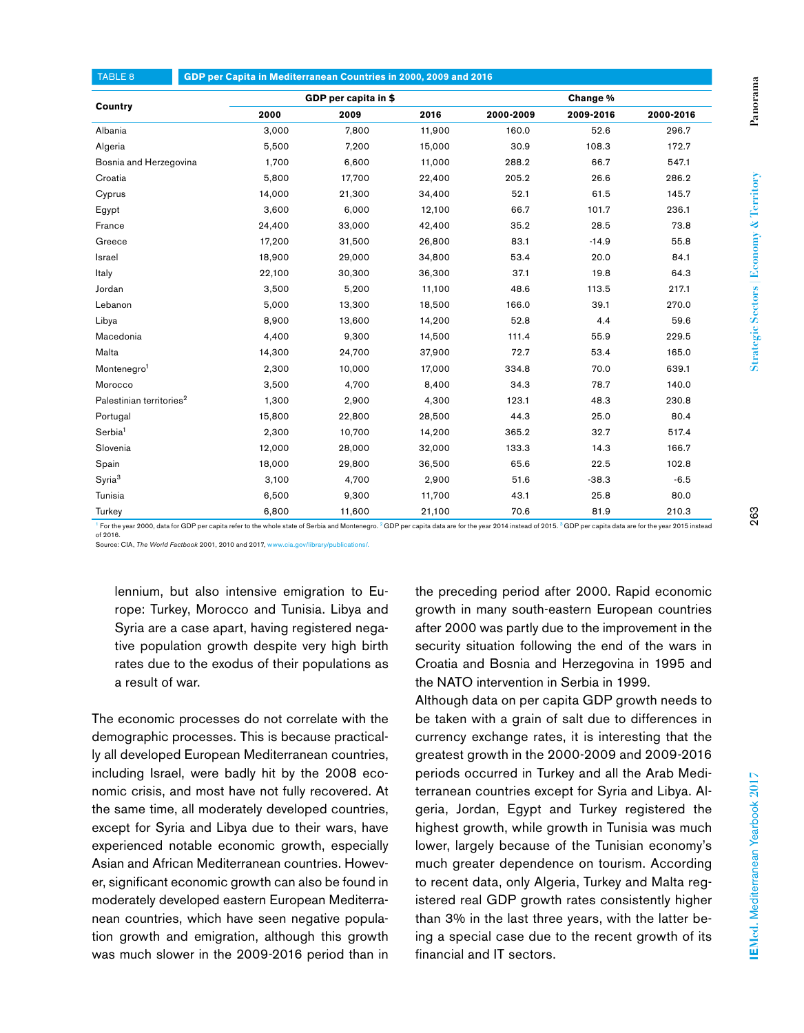TABLE 8 **GDP per Capita in Mediterranean Countries in 2000, 2009 and 2016**

| Country | GDP per capita in $ | | | Change % | | |
|---|---|---|---|---|---|---|
| | 2000 | 2009 | 2016 | 2000-2009 | 2009-2016 | 2000-2016 |
| Albania | 3,000 | 7,800 | 11,900 | 160.0 | 52.6 | 296.7 |
| Algeria | 5,500 | 7,200 | 15,000 | 30.9 | 108.3 | 172.7 |
| Bosnia and Herzegovina | 1,700 | 6,600 | 11,000 | 288.2 | 66.7 | 547.1 |
| Croatia | 5,800 | 17,700 | 22,400 | 205.2 | 26.6 | 286.2 |
| Cyprus | 14,000 | 21,300 | 34,400 | 52.1 | 61.5 | 145.7 |
| Egypt | 3,600 | 6,000 | 12,100 | 66.7 | 101.7 | 236.1 |
| France | 24,400 | 33,000 | 42,400 | 35.2 | 28.5 | 73.8 |
| Greece | 17,200 | 31,500 | 26,800 | 83.1 | -14.9 | 55.8 |
| Israel | 18,900 | 29,000 | 34,800 | 53.4 | 20.0 | 84.1 |
| Italy | 22,100 | 30,300 | 36,300 | 37.1 | 19.8 | 64.3 |
| Jordan | 3,500 | 5,200 | 11,100 | 48.6 | 113.5 | 217.1 |
| Lebanon | 5,000 | 13,300 | 18,500 | 166.0 | 39.1 | 270.0 |
| Libya | 8,900 | 13,600 | 14,200 | 52.8 | 4.4 | 59.6 |
| Macedonia | 4,400 | 9,300 | 14,500 | 111.4 | 55.9 | 229.5 |
| Malta | 14,300 | 24,700 | 37,900 | 72.7 | 53.4 | 165.0 |
| Montenegro[1] | 2,300 | 10,000 | 17,000 | 334.8 | 70.0 | 639.1 |
| Morocco | 3,500 | 4,700 | 8,400 | 34.3 | 78.7 | 140.0 |
| Palestinian territories[2] | 1,300 | 2,900 | 4,300 | 123.1 | 48.3 | 230.8 |
| Portugal | 15,800 | 22,800 | 28,500 | 44.3 | 25.0 | 80.4 |
| Serbia[1] | 2,300 | 10,700 | 14,200 | 365.2 | 32.7 | 517.4 |
| Slovenia | 12,000 | 28,000 | 32,000 | 133.3 | 14.3 | 166.7 |
| Spain | 18,000 | 29,800 | 36,500 | 65.6 | 22.5 | 102.8 |
| Syria[3] | 3,100 | 4,700 | 2,900 | 51.6 | -38.3 | -6.5 |
| Tunisia | 6,500 | 9,300 | 11,700 | 43.1 | 25.8 | 80.0 |
| Turkey | 6,800 | 11,600 | 21,100 | 70.6 | 81.9 | 210.3 |

[1] For the year 2000, data for GDP per capita refer to the whole state of Serbia and Montenegro. [2] GDP per capita data are for the year 2014 instead of 2015. [3] GDP per capita data are for the year 2015 instead of 2016.
Source: CIA, *The World Factbook* 2001, 2010 and 2017, www.cia.gov/library/publications/.

lennium, but also intensive emigration to Europe: Turkey, Morocco and Tunisia. Libya and Syria are a case apart, having registered negative population growth despite very high birth rates due to the exodus of their populations as a result of war.

The economic processes do not correlate with the demographic processes. This is because practically all developed European Mediterranean countries, including Israel, were badly hit by the 2008 economic crisis, and most have not fully recovered. At the same time, all moderately developed countries, except for Syria and Libya due to their wars, have experienced notable economic growth, especially Asian and African Mediterranean countries. However, significant economic growth can also be found in moderately developed eastern European Mediterranean countries, which have seen negative population growth and emigration, although this growth was much slower in the 2009-2016 period than in the preceding period after 2000. Rapid economic growth in many south-eastern European countries after 2000 was partly due to the improvement in the security situation following the end of the wars in Croatia and Bosnia and Herzegovina in 1995 and the NATO intervention in Serbia in 1999.

Although data on per capita GDP growth needs to be taken with a grain of salt due to differences in currency exchange rates, it is interesting that the greatest growth in the 2000-2009 and 2009-2016 periods occurred in Turkey and all the Arab Mediterranean countries except for Syria and Libya. Algeria, Jordan, Egypt and Turkey registered the highest growth, while growth in Tunisia was much lower, largely because of the Tunisian economy's much greater dependence on tourism. According to recent data, only Algeria, Turkey and Malta registered real GDP growth rates consistently higher than 3% in the last three years, with the latter being a special case due to the recent growth of its financial and IT sectors.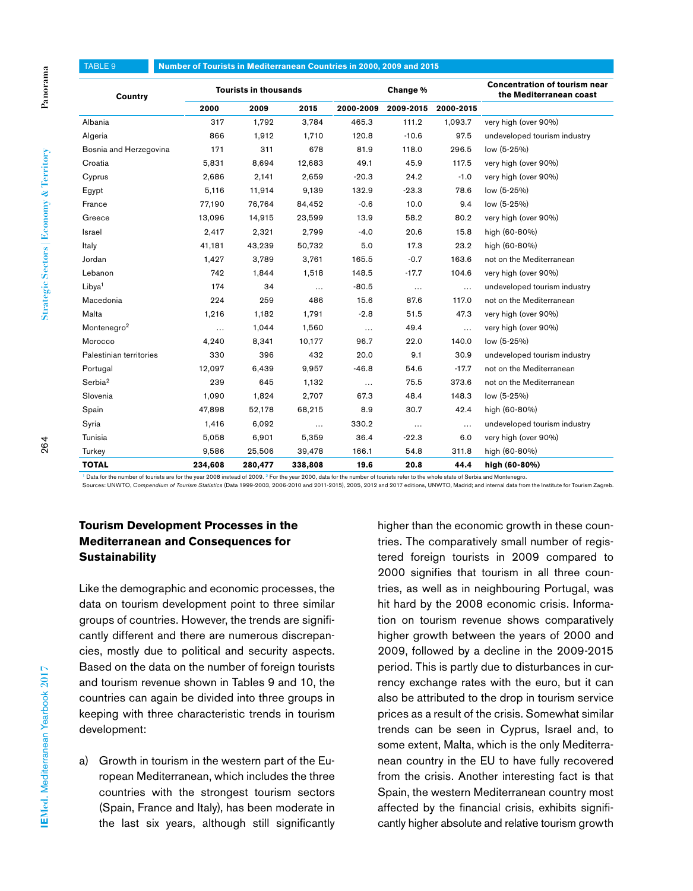TABLE 9 Number of Tourists in Mediterranean Countries in 2000, 2009 and 2015

| Country | Tourists in thousands | | | Change % | | | Concentration of tourism near the Mediterranean coast |
|---|---|---|---|---|---|---|---|
| | 2000 | 2009 | 2015 | 2000-2009 | 2009-2015 | 2000-2015 | |
| Albania | 317 | 1,792 | 3,784 | 465.3 | 111.2 | 1,093.7 | very high (over 90%) |
| Algeria | 866 | 1,912 | 1,710 | 120.8 | -10.6 | 97.5 | undeveloped tourism industry |
| Bosnia and Herzegovina | 171 | 311 | 678 | 81.9 | 118.0 | 296.5 | low (5-25%) |
| Croatia | 5,831 | 8,694 | 12,683 | 49.1 | 45.9 | 117.5 | very high (over 90%) |
| Cyprus | 2,686 | 2,141 | 2,659 | -20.3 | 24.2 | -1.0 | very high (over 90%) |
| Egypt | 5,116 | 11,914 | 9,139 | 132.9 | -23.3 | 78.6 | low (5-25%) |
| France | 77,190 | 76,764 | 84,452 | -0.6 | 10.0 | 9.4 | low (5-25%) |
| Greece | 13,096 | 14,915 | 23,599 | 13.9 | 58.2 | 80.2 | very high (over 90%) |
| Israel | 2,417 | 2,321 | 2,799 | -4.0 | 20.6 | 15.8 | high (60-80%) |
| Italy | 41,181 | 43,239 | 50,732 | 5.0 | 17.3 | 23.2 | high (60-80%) |
| Jordan | 1,427 | 3,789 | 3,761 | 165.5 | -0.7 | 163.6 | not on the Mediterranean |
| Lebanon | 742 | 1,844 | 1,518 | 148.5 | -17.7 | 104.6 | very high (over 90%) |
| Libya[1] | 174 | 34 | … | -80.5 | … | … | undeveloped tourism industry |
| Macedonia | 224 | 259 | 486 | 15.6 | 87.6 | 117.0 | not on the Mediterranean |
| Malta | 1,216 | 1,182 | 1,791 | -2.8 | 51.5 | 47.3 | very high (over 90%) |
| Montenegro[2] | … | 1,044 | 1,560 | … | 49.4 | … | very high (over 90%) |
| Morocco | 4,240 | 8,341 | 10,177 | 96.7 | 22.0 | 140.0 | low (5-25%) |
| Palestinian territories | 330 | 396 | 432 | 20.0 | 9.1 | 30.9 | undeveloped tourism industry |
| Portugal | 12,097 | 6,439 | 9,957 | -46.8 | 54.6 | -17.7 | not on the Mediterranean |
| Serbia[2] | 239 | 645 | 1,132 | … | 75.5 | 373.6 | not on the Mediterranean |
| Slovenia | 1,090 | 1,824 | 2,707 | 67.3 | 48.4 | 148.3 | low (5-25%) |
| Spain | 47,898 | 52,178 | 68,215 | 8.9 | 30.7 | 42.4 | high (60-80%) |
| Syria | 1,416 | 6,092 | … | 330.2 | … | … | undeveloped tourism industry |
| Tunisia | 5,058 | 6,901 | 5,359 | 36.4 | -22.3 | 6.0 | very high (over 90%) |
| Turkey | 9,586 | 25,506 | 39,478 | 166.1 | 54.8 | 311.8 | high (60-80%) |
| **TOTAL** | **234,608** | **280,477** | **338,808** | **19.6** | **20.8** | **44.4** | **high (60-80%)** |

[1] Data for the number of tourists are for the year 2008 instead of 2009. [2] For the year 2000, data for the number of tourists refer to the whole state of Serbia and Montenegro.

Sources: UNWTO, *Compendium of Tourism Statistics* (Data 1999-2003, 2006-2010 and 2011-2015), 2005, 2012 and 2017 editions, UNWTO, Madrid; and internal data from the Institute for Tourism Zagreb.

## Tourism Development Processes in the Mediterranean and Consequences for Sustainability

Like the demographic and economic processes, the data on tourism development point to three similar groups of countries. However, the trends are significantly different and there are numerous discrepancies, mostly due to political and security aspects. Based on the data on the number of foreign tourists and tourism revenue shown in Tables 9 and 10, the countries can again be divided into three groups in keeping with three characteristic trends in tourism development:

a) Growth in tourism in the western part of the European Mediterranean, which includes the three countries with the strongest tourism sectors (Spain, France and Italy), has been moderate in the last six years, although still significantly higher than the economic growth in these countries. The comparatively small number of registered foreign tourists in 2009 compared to 2000 signifies that tourism in all three countries, as well as in neighbouring Portugal, was hit hard by the 2008 economic crisis. Information on tourism revenue shows comparatively higher growth between the years of 2000 and 2009, followed by a decline in the 2009-2015 period. This is partly due to disturbances in currency exchange rates with the euro, but it can also be attributed to the drop in tourism service prices as a result of the crisis. Somewhat similar trends can be seen in Cyprus, Israel and, to some extent, Malta, which is the only Mediterranean country in the EU to have fully recovered from the crisis. Another interesting fact is that Spain, the western Mediterranean country most affected by the financial crisis, exhibits significantly higher absolute and relative tourism growth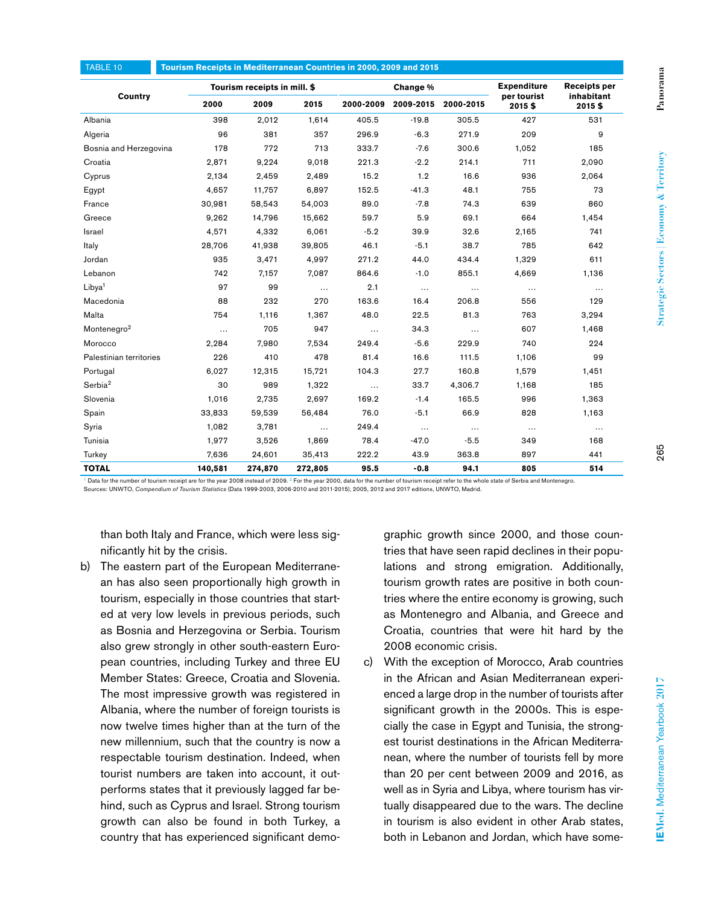TABLE 10 **Tourism Receipts in Mediterranean Countries in 2000, 2009 and 2015**

| Country | Tourism receipts in mill. $ | | | Change % | | | Expenditure per tourist 2015 $ | Receipts per inhabitant 2015 $ |
|---|---|---|---|---|---|---|---|---|
| | 2000 | 2009 | 2015 | 2000-2009 | 2009-2015 | 2000-2015 | | |
| Albania | 398 | 2,012 | 1,614 | 405.5 | -19.8 | 305.5 | 427 | 531 |
| Algeria | 96 | 381 | 357 | 296.9 | -6.3 | 271.9 | 209 | 9 |
| Bosnia and Herzegovina | 178 | 772 | 713 | 333.7 | -7.6 | 300.6 | 1,052 | 185 |
| Croatia | 2,871 | 9,224 | 9,018 | 221.3 | -2.2 | 214.1 | 711 | 2,090 |
| Cyprus | 2,134 | 2,459 | 2,489 | 15.2 | 1.2 | 16.6 | 936 | 2,064 |
| Egypt | 4,657 | 11,757 | 6,897 | 152.5 | -41.3 | 48.1 | 755 | 73 |
| France | 30,981 | 58,543 | 54,003 | 89.0 | -7.8 | 74.3 | 639 | 860 |
| Greece | 9,262 | 14,796 | 15,662 | 59.7 | 5.9 | 69.1 | 664 | 1,454 |
| Israel | 4,571 | 4,332 | 6,061 | -5.2 | 39.9 | 32.6 | 2,165 | 741 |
| Italy | 28,706 | 41,938 | 39,805 | 46.1 | -5.1 | 38.7 | 785 | 642 |
| Jordan | 935 | 3,471 | 4,997 | 271.2 | 44.0 | 434.4 | 1,329 | 611 |
| Lebanon | 742 | 7,157 | 7,087 | 864.6 | -1.0 | 855.1 | 4,669 | 1,136 |
| Libya[1] | 97 | 99 | ... | 2.1 | ... | ... | ... | ... |
| Macedonia | 88 | 232 | 270 | 163.6 | 16.4 | 206.8 | 556 | 129 |
| Malta | 754 | 1,116 | 1,367 | 48.0 | 22.5 | 81.3 | 763 | 3,294 |
| Montenegro[2] | ... | 705 | 947 | ... | 34.3 | ... | 607 | 1,468 |
| Morocco | 2,284 | 7,980 | 7,534 | 249.4 | -5.6 | 229.9 | 740 | 224 |
| Palestinian territories | 226 | 410 | 478 | 81.4 | 16.6 | 111.5 | 1,106 | 99 |
| Portugal | 6,027 | 12,315 | 15,721 | 104.3 | 27.7 | 160.8 | 1,579 | 1,451 |
| Serbia[2] | 30 | 989 | 1,322 | ... | 33.7 | 4,306.7 | 1,168 | 185 |
| Slovenia | 1,016 | 2,735 | 2,697 | 169.2 | -1.4 | 165.5 | 996 | 1,363 |
| Spain | 33,833 | 59,539 | 56,484 | 76.0 | -5.1 | 66.9 | 828 | 1,163 |
| Syria | 1,082 | 3,781 | ... | 249.4 | ... | ... | ... | ... |
| Tunisia | 1,977 | 3,526 | 1,869 | 78.4 | -47.0 | -5.5 | 349 | 168 |
| Turkey | 7,636 | 24,601 | 35,413 | 222.2 | 43.9 | 363.8 | 897 | 441 |
| **TOTAL** | **140,581** | **274,870** | **272,805** | **95.5** | **-0.8** | **94.1** | **805** | **514** |

[1] Data for the number of tourism receipt are for the year 2008 instead of 2009. [2] For the year 2000, data for the number of tourism receipt refer to the whole state of Serbia and Montenegro.
Sources: UNWTO, *Compendium of Tourism Statistics* (Data 1999-2003, 2006-2010 and 2011-2015), 2005, 2012 and 2017 editions, UNWTO, Madrid.

than both Italy and France, which were less significantly hit by the crisis.

b) The eastern part of the European Mediterranean has also seen proportionally high growth in tourism, especially in those countries that started at very low levels in previous periods, such as Bosnia and Herzegovina or Serbia. Tourism also grew strongly in other south-eastern European countries, including Turkey and three EU Member States: Greece, Croatia and Slovenia. The most impressive growth was registered in Albania, where the number of foreign tourists is now twelve times higher than at the turn of the new millennium, such that the country is now a respectable tourism destination. Indeed, when tourist numbers are taken into account, it outperforms states that it previously lagged far behind, such as Cyprus and Israel. Strong tourism growth can also be found in both Turkey, a country that has experienced significant demographic growth since 2000, and those countries that have seen rapid declines in their populations and strong emigration. Additionally, tourism growth rates are positive in both countries where the entire economy is growing, such as Montenegro and Albania, and Greece and Croatia, countries that were hit hard by the 2008 economic crisis.

c) With the exception of Morocco, Arab countries in the African and Asian Mediterranean experienced a large drop in the number of tourists after significant growth in the 2000s. This is especially the case in Egypt and Tunisia, the strongest tourist destinations in the African Mediterranean, where the number of tourists fell by more than 20 per cent between 2009 and 2016, as well as in Syria and Libya, where tourism has virtually disappeared due to the wars. The decline in tourism is also evident in other Arab states, both in Lebanon and Jordan, which have some-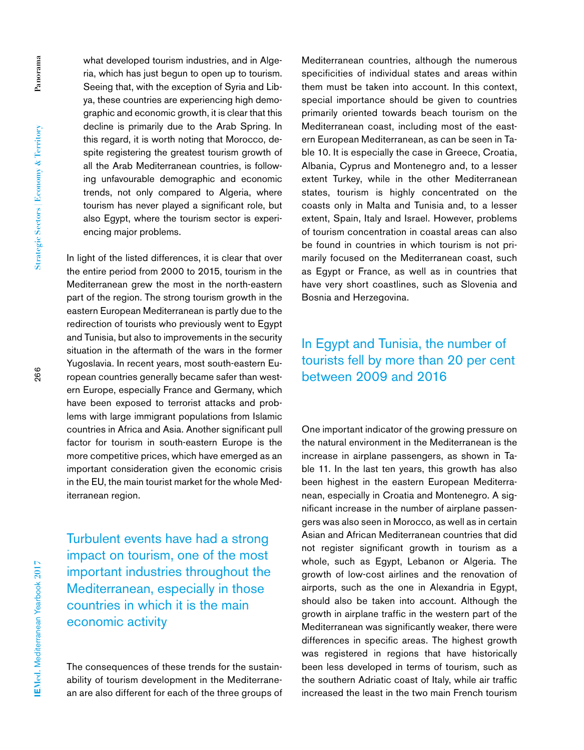what developed tourism industries, and in Algeria, which has just begun to open up to tourism. Seeing that, with the exception of Syria and Libya, these countries are experiencing high demographic and economic growth, it is clear that this decline is primarily due to the Arab Spring. In this regard, it is worth noting that Morocco, despite registering the greatest tourism growth of all the Arab Mediterranean countries, is following unfavourable demographic and economic trends, not only compared to Algeria, where tourism has never played a significant role, but also Egypt, where the tourism sector is experiencing major problems.

In light of the listed differences, it is clear that over the entire period from 2000 to 2015, tourism in the Mediterranean grew the most in the north-eastern part of the region. The strong tourism growth in the eastern European Mediterranean is partly due to the redirection of tourists who previously went to Egypt and Tunisia, but also to improvements in the security situation in the aftermath of the wars in the former Yugoslavia. In recent years, most south-eastern European countries generally became safer than western Europe, especially France and Germany, which have been exposed to terrorist attacks and problems with large immigrant populations from Islamic countries in Africa and Asia. Another significant pull factor for tourism in south-eastern Europe is the more competitive prices, which have emerged as an important consideration given the economic crisis in the EU, the main tourist market for the whole Mediterranean region.

> Turbulent events have had a strong impact on tourism, one of the most important industries throughout the Mediterranean, especially in those countries in which it is the main economic activity

The consequences of these trends for the sustainability of tourism development in the Mediterranean are also different for each of the three groups of Mediterranean countries, although the numerous specificities of individual states and areas within them must be taken into account. In this context, special importance should be given to countries primarily oriented towards beach tourism on the Mediterranean coast, including most of the eastern European Mediterranean, as can be seen in Table 10. It is especially the case in Greece, Croatia, Albania, Cyprus and Montenegro and, to a lesser extent Turkey, while in the other Mediterranean states, tourism is highly concentrated on the coasts only in Malta and Tunisia and, to a lesser extent, Spain, Italy and Israel. However, problems of tourism concentration in coastal areas can also be found in countries in which tourism is not primarily focused on the Mediterranean coast, such as Egypt or France, as well as in countries that have very short coastlines, such as Slovenia and Bosnia and Herzegovina.

> In Egypt and Tunisia, the number of tourists fell by more than 20 per cent between 2009 and 2016

One important indicator of the growing pressure on the natural environment in the Mediterranean is the increase in airplane passengers, as shown in Table 11. In the last ten years, this growth has also been highest in the eastern European Mediterranean, especially in Croatia and Montenegro. A significant increase in the number of airplane passengers was also seen in Morocco, as well as in certain Asian and African Mediterranean countries that did not register significant growth in tourism as a whole, such as Egypt, Lebanon or Algeria. The growth of low-cost airlines and the renovation of airports, such as the one in Alexandria in Egypt, should also be taken into account. Although the growth in airplane traffic in the western part of the Mediterranean was significantly weaker, there were differences in specific areas. The highest growth was registered in regions that have historically been less developed in terms of tourism, such as the southern Adriatic coast of Italy, while air traffic increased the least in the two main French tourism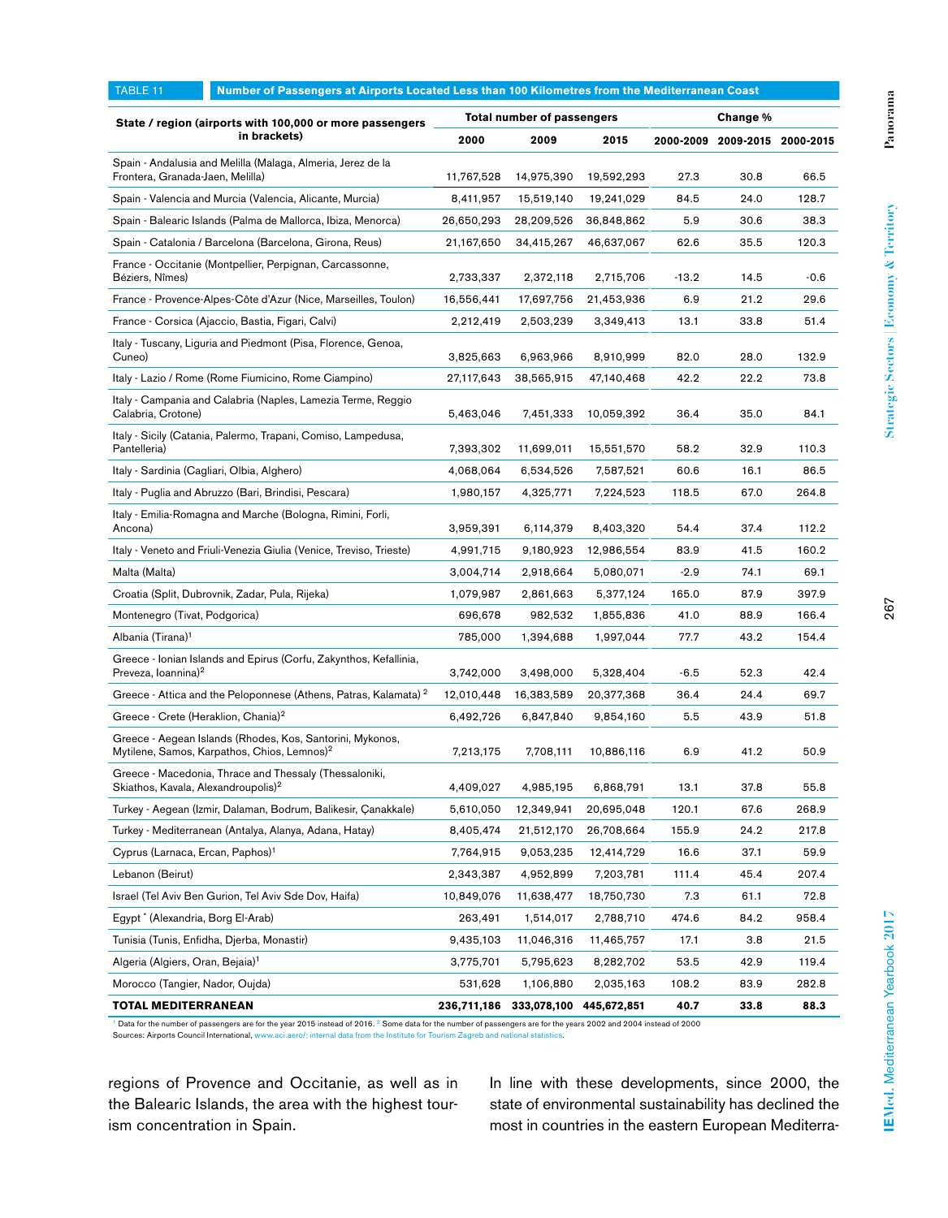TABLE 11 **Number of Passengers at Airports Located Less than 100 Kilometres from the Mediterranean Coast**

| State / region (airports with 100,000 or more passengers in brackets) | Total number of passengers | | | Change % | | |
|---|---|---|---|---|---|---|
| | 2000 | 2009 | 2015 | 2000-2009 | 2009-2015 | 2000-2015 |
| Spain - Andalusia and Melilla (Malaga, Almeria, Jerez de la Frontera, Granada-Jaen, Melilla) | 11,767,528 | 14,975,390 | 19,592,293 | 27.3 | 30.8 | 66.5 |
| Spain - Valencia and Murcia (Valencia, Alicante, Murcia) | 8,411,957 | 15,519,140 | 19,241,029 | 84.5 | 24.0 | 128.7 |
| Spain - Balearic Islands (Palma de Mallorca, Ibiza, Menorca) | 26,650,293 | 28,209,526 | 36,848,862 | 5.9 | 30.6 | 38.3 |
| Spain - Catalonia / Barcelona (Barcelona, Girona, Reus) | 21,167,650 | 34,415,267 | 46,637,067 | 62.6 | 35.5 | 120.3 |
| France - Occitanie (Montpellier, Perpignan, Carcassonne, Béziers, Nîmes) | 2,733,337 | 2,372,118 | 2,715,706 | -13.2 | 14.5 | -0.6 |
| France - Provence-Alpes-Côte d'Azur (Nice, Marseilles, Toulon) | 16,556,441 | 17,697,756 | 21,453,936 | 6.9 | 21.2 | 29.6 |
| France - Corsica (Ajaccio, Bastia, Figari, Calvi) | 2,212,419 | 2,503,239 | 3,349,413 | 13.1 | 33.8 | 51.4 |
| Italy - Tuscany, Liguria and Piedmont (Pisa, Florence, Genoa, Cuneo) | 3,825,663 | 6,963,966 | 8,910,999 | 82.0 | 28.0 | 132.9 |
| Italy - Lazio / Rome (Rome Fiumicino, Rome Ciampino) | 27,117,643 | 38,565,915 | 47,140,468 | 42.2 | 22.2 | 73.8 |
| Italy - Campania and Calabria (Naples, Lamezia Terme, Reggio Calabria, Crotone) | 5,463,046 | 7,451,333 | 10,059,392 | 36.4 | 35.0 | 84.1 |
| Italy - Sicily (Catania, Palermo, Trapani, Comiso, Lampedusa, Pantelleria) | 7,393,302 | 11,699,011 | 15,551,570 | 58.2 | 32.9 | 110.3 |
| Italy - Sardinia (Cagliari, Olbia, Alghero) | 4,068,064 | 6,534,526 | 7,587,521 | 60.6 | 16.1 | 86.5 |
| Italy - Puglia and Abruzzo (Bari, Brindisi, Pescara) | 1,980,157 | 4,325,771 | 7,224,523 | 118.5 | 67.0 | 264.8 |
| Italy - Emilia-Romagna and Marche (Bologna, Rimini, Forli, Ancona) | 3,959,391 | 6,114,379 | 8,403,320 | 54.4 | 37.4 | 112.2 |
| Italy - Veneto and Friuli-Venezia Giulia (Venice, Treviso, Trieste) | 4,991,715 | 9,180,923 | 12,986,554 | 83.9 | 41.5 | 160.2 |
| Malta (Malta) | 3,004,714 | 2,918,664 | 5,080,071 | -2.9 | 74.1 | 69.1 |
| Croatia (Split, Dubrovnik, Zadar, Pula, Rijeka) | 1,079,987 | 2,861,663 | 5,377,124 | 165.0 | 87.9 | 397.9 |
| Montenegro (Tivat, Podgorica) | 696,678 | 982,532 | 1,855,836 | 41.0 | 88.9 | 166.4 |
| Albania (Tirana)[1] | 785,000 | 1,394,688 | 1,997,044 | 77.7 | 43.2 | 154.4 |
| Greece - Ionian Islands and Epirus (Corfu, Zakynthos, Kefallinia, Preveza, Ioannina)[2] | 3,742,000 | 3,498,000 | 5,328,404 | -6.5 | 52.3 | 42.4 |
| Greece - Attica and the Peloponnese (Athens, Patras, Kalamata)[2] | 12,010,448 | 16,383,589 | 20,377,368 | 36.4 | 24.4 | 69.7 |
| Greece - Crete (Heraklion, Chania)[2] | 6,492,726 | 6,847,840 | 9,854,160 | 5.5 | 43.9 | 51.8 |
| Greece - Aegean Islands (Rhodes, Kos, Santorini, Mykonos, Mytilene, Samos, Karpathos, Chios, Lemnos)[2] | 7,213,175 | 7,708,111 | 10,886,116 | 6.9 | 41.2 | 50.9 |
| Greece - Macedonia, Thrace and Thessaly (Thessaloniki, Skiathos, Kavala, Alexandroupolis)[2] | 4,409,027 | 4,985,195 | 6,868,791 | 13.1 | 37.8 | 55.8 |
| Turkey - Aegean (Izmir, Dalaman, Bodrum, Balikesir, Çanakkale) | 5,610,050 | 12,349,941 | 20,695,048 | 120.1 | 67.6 | 268.9 |
| Turkey - Mediterranean (Antalya, Alanya, Adana, Hatay) | 8,405,474 | 21,512,170 | 26,708,664 | 155.9 | 24.2 | 217.8 |
| Cyprus (Larnaca, Ercan, Paphos)[1] | 7,764,915 | 9,053,235 | 12,414,729 | 16.6 | 37.1 | 59.9 |
| Lebanon (Beirut) | 2,343,387 | 4,952,899 | 7,203,781 | 111.4 | 45.4 | 207.4 |
| Israel (Tel Aviv Ben Gurion, Tel Aviv Sde Dov, Haifa) | 10,849,076 | 11,638,477 | 18,750,730 | 7.3 | 61.1 | 72.8 |
| Egypt * (Alexandria, Borg El-Arab) | 263,491 | 1,514,017 | 2,788,710 | 474.6 | 84.2 | 958.4 |
| Tunisia (Tunis, Enfidha, Djerba, Monastir) | 9,435,103 | 11,046,316 | 11,465,757 | 17.1 | 3.8 | 21.5 |
| Algeria (Algiers, Oran, Bejaia)[1] | 3,775,701 | 5,795,623 | 8,282,702 | 53.5 | 42.9 | 119.4 |
| Morocco (Tangier, Nador, Oujda) | 531,628 | 1,106,880 | 2,035,163 | 108.2 | 83.9 | 282.8 |
| **TOTAL MEDITERRANEAN** | **236,711,186** | **333,078,100** | **445,672,851** | **40.7** | **33.8** | **88.3** |

[1] Data for the number of passengers are for the year 2015 instead of 2016. [2] Some data for the number of passengers are for the years 2002 and 2004 instead of 2000
Sources: Airports Council International, www.aci.aero/; internal data from the Institute for Tourism Zagreb and national statistics.

regions of Provence and Occitanie, as well as in the Balearic Islands, the area with the highest tourism concentration in Spain.

In line with these developments, since 2000, the state of environmental sustainability has declined the most in countries in the eastern European Mediterra-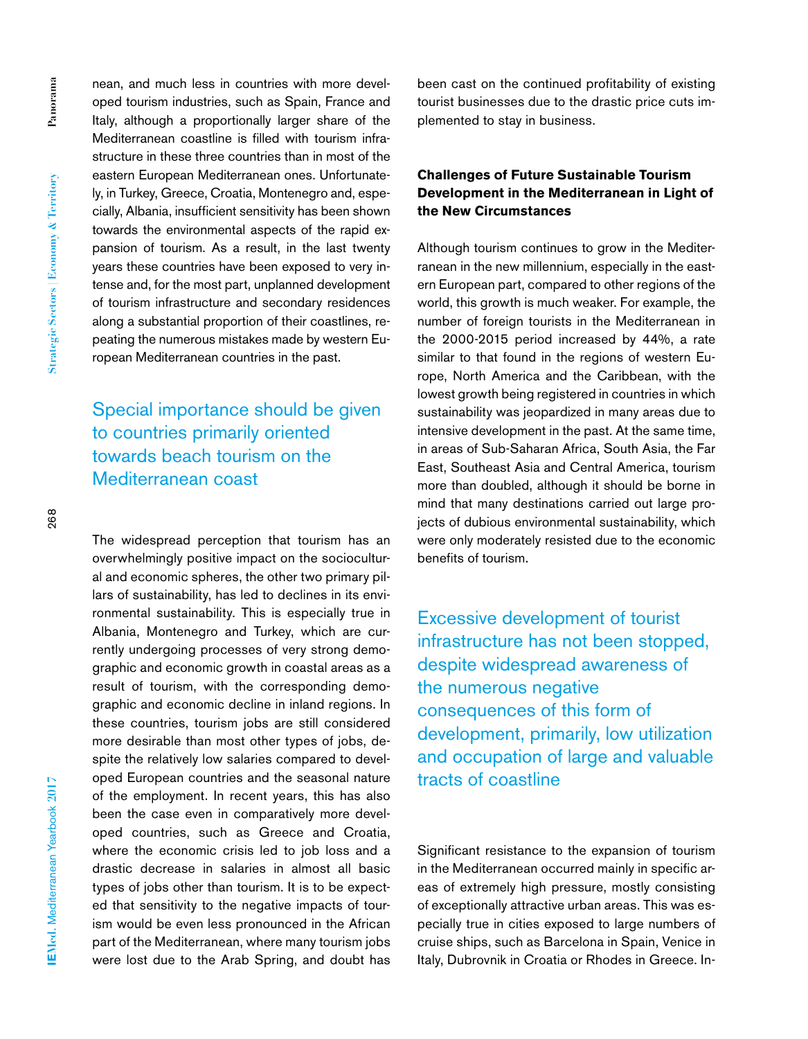nean, and much less in countries with more developed tourism industries, such as Spain, France and Italy, although a proportionally larger share of the Mediterranean coastline is filled with tourism infrastructure in these three countries than in most of the eastern European Mediterranean ones. Unfortunately, in Turkey, Greece, Croatia, Montenegro and, especially, Albania, insufficient sensitivity has been shown towards the environmental aspects of the rapid expansion of tourism. As a result, in the last twenty years these countries have been exposed to very intense and, for the most part, unplanned development of tourism infrastructure and secondary residences along a substantial proportion of their coastlines, repeating the numerous mistakes made by western European Mediterranean countries in the past.

> Special importance should be given to countries primarily oriented towards beach tourism on the Mediterranean coast

The widespread perception that tourism has an overwhelmingly positive impact on the sociocultural and economic spheres, the other two primary pillars of sustainability, has led to declines in its environmental sustainability. This is especially true in Albania, Montenegro and Turkey, which are currently undergoing processes of very strong demographic and economic growth in coastal areas as a result of tourism, with the corresponding demographic and economic decline in inland regions. In these countries, tourism jobs are still considered more desirable than most other types of jobs, despite the relatively low salaries compared to developed European countries and the seasonal nature of the employment. In recent years, this has also been the case even in comparatively more developed countries, such as Greece and Croatia, where the economic crisis led to job loss and a drastic decrease in salaries in almost all basic types of jobs other than tourism. It is to be expected that sensitivity to the negative impacts of tourism would be even less pronounced in the African part of the Mediterranean, where many tourism jobs were lost due to the Arab Spring, and doubt has been cast on the continued profitability of existing tourist businesses due to the drastic price cuts implemented to stay in business.

## Challenges of Future Sustainable Tourism Development in the Mediterranean in Light of the New Circumstances

Although tourism continues to grow in the Mediterranean in the new millennium, especially in the eastern European part, compared to other regions of the world, this growth is much weaker. For example, the number of foreign tourists in the Mediterranean in the 2000-2015 period increased by 44%, a rate similar to that found in the regions of western Europe, North America and the Caribbean, with the lowest growth being registered in countries in which sustainability was jeopardized in many areas due to intensive development in the past. At the same time, in areas of Sub-Saharan Africa, South Asia, the Far East, Southeast Asia and Central America, tourism more than doubled, although it should be borne in mind that many destinations carried out large projects of dubious environmental sustainability, which were only moderately resisted due to the economic benefits of tourism.

> Excessive development of tourist infrastructure has not been stopped, despite widespread awareness of the numerous negative consequences of this form of development, primarily, low utilization and occupation of large and valuable tracts of coastline

Significant resistance to the expansion of tourism in the Mediterranean occurred mainly in specific areas of extremely high pressure, mostly consisting of exceptionally attractive urban areas. This was especially true in cities exposed to large numbers of cruise ships, such as Barcelona in Spain, Venice in Italy, Dubrovnik in Croatia or Rhodes in Greece. In-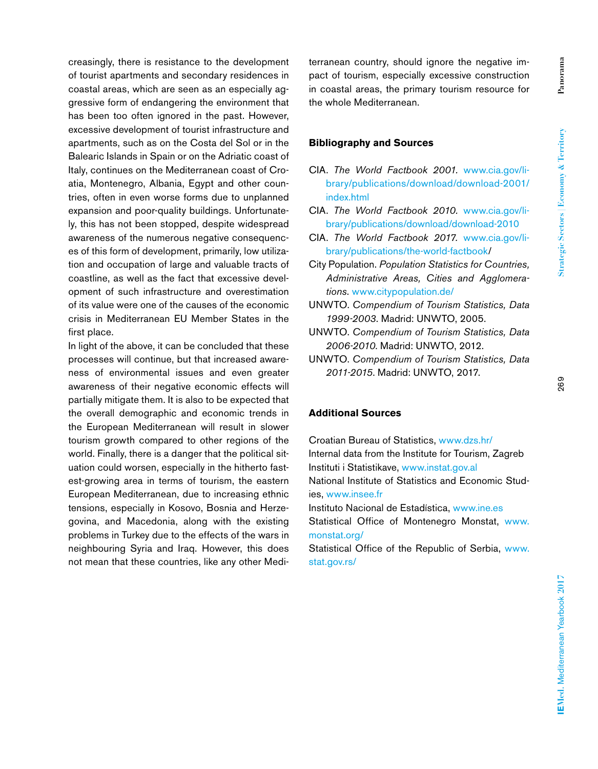creasingly, there is resistance to the development of tourist apartments and secondary residences in coastal areas, which are seen as an especially aggressive form of endangering the environment that has been too often ignored in the past. However, excessive development of tourist infrastructure and apartments, such as on the Costa del Sol or in the Balearic Islands in Spain or on the Adriatic coast of Italy, continues on the Mediterranean coast of Croatia, Montenegro, Albania, Egypt and other countries, often in even worse forms due to unplanned expansion and poor-quality buildings. Unfortunately, this has not been stopped, despite widespread awareness of the numerous negative consequences of this form of development, primarily, low utilization and occupation of large and valuable tracts of coastline, as well as the fact that excessive development of such infrastructure and overestimation of its value were one of the causes of the economic crisis in Mediterranean EU Member States in the first place.

In light of the above, it can be concluded that these processes will continue, but that increased awareness of environmental issues and even greater awareness of their negative economic effects will partially mitigate them. It is also to be expected that the overall demographic and economic trends in the European Mediterranean will result in slower tourism growth compared to other regions of the world. Finally, there is a danger that the political situation could worsen, especially in the hitherto fastest-growing area in terms of tourism, the eastern European Mediterranean, due to increasing ethnic tensions, especially in Kosovo, Bosnia and Herzegovina, and Macedonia, along with the existing problems in Turkey due to the effects of the wars in neighbouring Syria and Iraq. However, this does not mean that these countries, like any other Mediterranean country, should ignore the negative impact of tourism, especially excessive construction in coastal areas, the primary tourism resource for the whole Mediterranean.

## Bibliography and Sources

CIA. *The World Factbook 2001.* www.cia.gov/library/publications/download/download-2001/index.html

CIA. *The World Factbook 2010.* www.cia.gov/library/publications/download/download-2010

CIA. *The World Factbook 2017.* www.cia.gov/library/publications/the-world-factbook/

City Population. *Population Statistics for Countries, Administrative Areas, Cities and Agglomerations*. www.citypopulation.de/

UNWTO. *Compendium of Tourism Statistics, Data 1999-2003*. Madrid: UNWTO, 2005.

UNWTO. *Compendium of Tourism Statistics, Data 2006-2010*. Madrid: UNWTO, 2012.

UNWTO. *Compendium of Tourism Statistics, Data 2011-2015*. Madrid: UNWTO, 2017.

## Additional Sources

Croatian Bureau of Statistics, www.dzs.hr/

Internal data from the Institute for Tourism, Zagreb

Instituti i Statistikave, www.instat.gov.al

National Institute of Statistics and Economic Studies, www.insee.fr

Instituto Nacional de Estadística, www.ine.es

Statistical Office of Montenegro Monstat, www.monstat.org/

Statistical Office of the Republic of Serbia, www.stat.gov.rs/